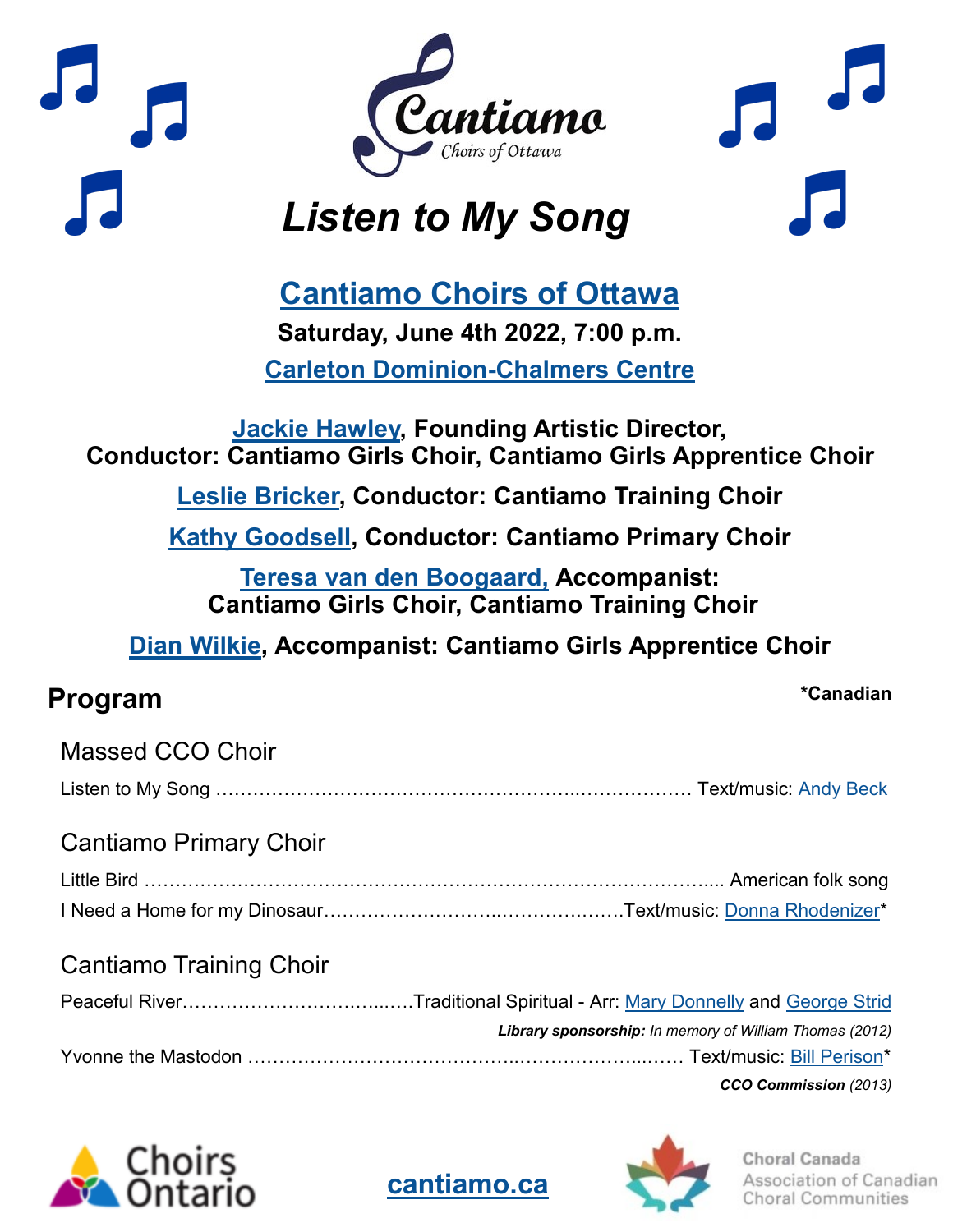# Listen to My Song

## Cantiamo Choirs of Ottawa

**Saturday, June 4th 2022, 7:00 p.m.**

**Carleton Dominion-Chalmers Centre**

**Jackie Hawley, Founding Artistic Director, Conductor: Cantiamo Girls Choir, Cantiamo Girls Apprentice Choir**

**Leslie Bricker, Conductor: Cantiamo Training Choir**

**Kathy Goodsell, Conductor: Cantiamo Primary Choir**

**Teresa van den Boogaard, Accompanist: Cantiamo Girls Choir, Cantiamo Training Choir**

**Dian Wilkie, Accompanist: Cantiamo Girls Apprentice Choir**

## Program

***Canadian**

### Massed CCO Choir

Listen to My Song …………………………………………………………………… Text/music: Andy Beck

### Cantiamo Primary Choir

Little Bird ………………………………………………………………………………... American folk song

I Need a Home for my Dinosaur………………………..………………….Text/music: Donna Rhodenizer*

### Cantiamo Training Choir

Peaceful River……………………………...….Traditional Spiritual - Arr: Mary Donnelly and George Strid

***Library sponsorship:** In memory of William Thomas (2012)*

Yvonne the Mastodon …………………………………..…………………...…… Text/music: Bill Perison*

***CCO Commission** (2013)*

cantiamo.ca

Choirs Ontario

Choral Canada
Association of Canadian Choral Communities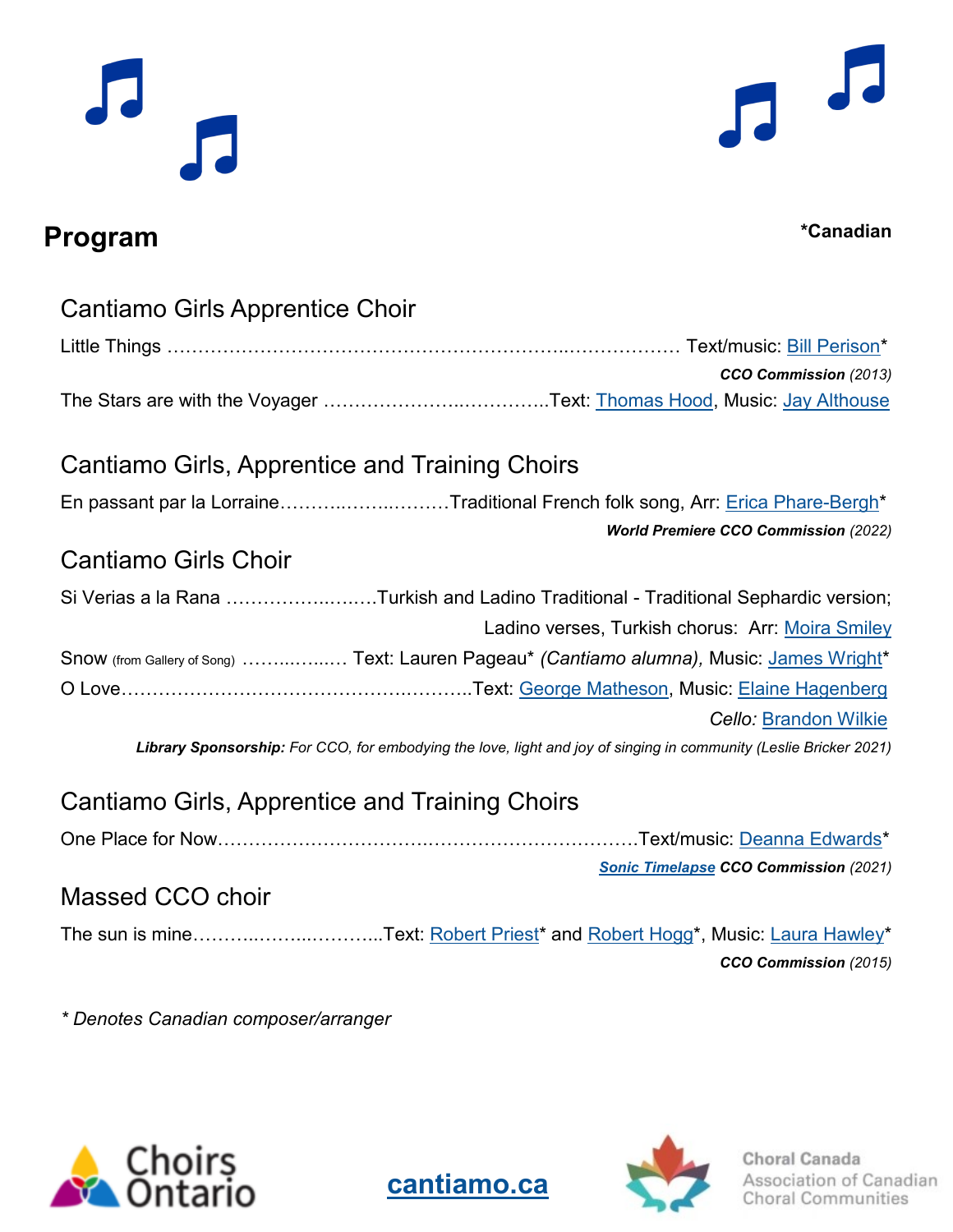# Program

**\*Canadian**

## Cantiamo Girls Apprentice Choir

Little Things …………………………………………………………..……………… Text/music: Bill Perison*

***CCO Commission** (2013)*

The Stars are with the Voyager ………………….…………..Text: Thomas Hood, Music: Jay Althouse

## Cantiamo Girls, Apprentice and Training Choirs

En passant par la Lorraine………..……..………Traditional French folk song, Arr: Erica Phare-Bergh*

***World Premiere CCO Commission** (2022)*

## Cantiamo Girls Choir

Si Verias a la Rana ……………..…….Turkish and Ladino Traditional - Traditional Sephardic version; Ladino verses, Turkish chorus: Arr: Moira Smiley

Snow (from Gallery of Song) ……..…..…. Text: Lauren Pageau* *(Cantiamo alumna),* Music: James Wright*

O Love……………………………………….………..Text: George Matheson, Music: Elaine Hagenberg

*Cello:* Brandon Wilkie

***Library Sponsorship:** For CCO, for embodying the love, light and joy of singing in community (Leslie Bricker 2021)*

## Cantiamo Girls, Apprentice and Training Choirs

One Place for Now……………………………..……………………………Text/music: Deanna Edwards*

***Sonic Timelapse CCO Commission** (2021)*

## Massed CCO choir

The sun is mine……….……...………...Text: Robert Priest* and Robert Hogg*, Music: Laura Hawley*

***CCO Commission** (2015)*

*\* Denotes Canadian composer/arranger*

Choirs Ontario

**cantiamo.ca**

Choral Canada
Association of Canadian Choral Communities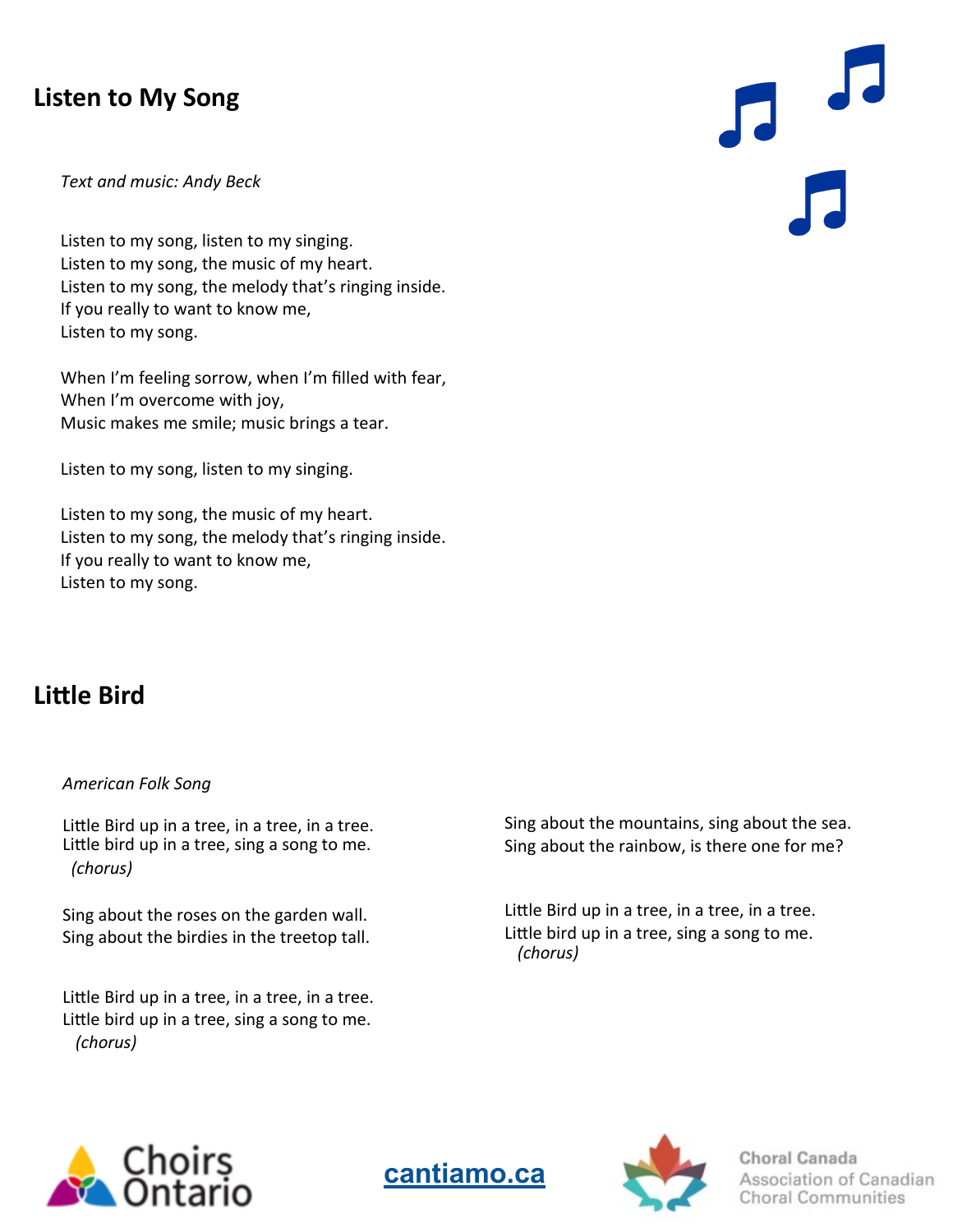## Listen to My Song

*Text and music: Andy Beck*

Listen to my song, listen to my singing.
Listen to my song, the music of my heart.
Listen to my song, the melody that's ringing inside.
If you really to want to know me,
Listen to my song.

When I'm feeling sorrow, when I'm filled with fear,
When I'm overcome with joy,
Music makes me smile; music brings a tear.

Listen to my song, listen to my singing.

Listen to my song, the music of my heart.
Listen to my song, the melody that's ringing inside.
If you really to want to know me,
Listen to my song.

## Little Bird

*American Folk Song*

Little Bird up in a tree, in a tree, in a tree.
Little bird up in a tree, sing a song to me.
*(chorus)*

Sing about the roses on the garden wall.
Sing about the birdies in the treetop tall.

Little Bird up in a tree, in a tree, in a tree.
Little bird up in a tree, sing a song to me.
*(chorus)*

Sing about the mountains, sing about the sea.
Sing about the rainbow, is there one for me?

Little Bird up in a tree, in a tree, in a tree.
Little bird up in a tree, sing a song to me.
*(chorus)*

Choirs Ontario

cantiamo.ca

Choral Canada
Association of Canadian Choral Communities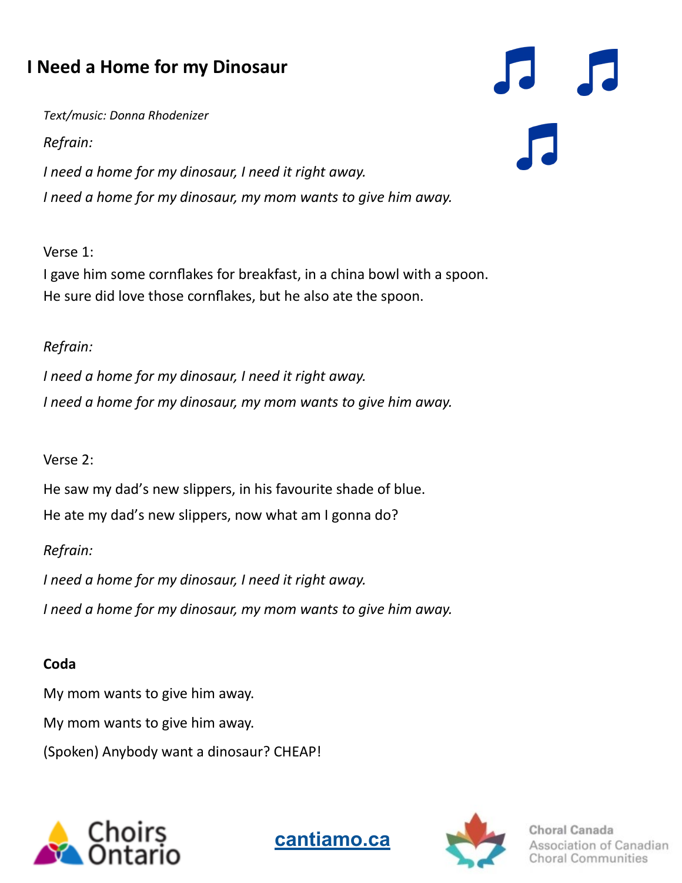# I Need a Home for my Dinosaur

*Text/music: Donna Rhodenizer*

*Refrain:*

*I need a home for my dinosaur, I need it right away.*

*I need a home for my dinosaur, my mom wants to give him away.*

Verse 1:

I gave him some cornflakes for breakfast, in a china bowl with a spoon.
He sure did love those cornflakes, but he also ate the spoon.

*Refrain:*

*I need a home for my dinosaur, I need it right away.*

*I need a home for my dinosaur, my mom wants to give him away.*

Verse 2:

He saw my dad's new slippers, in his favourite shade of blue.

He ate my dad's new slippers, now what am I gonna do?

*Refrain:*

*I need a home for my dinosaur, I need it right away.*

*I need a home for my dinosaur, my mom wants to give him away.*

**Coda**

My mom wants to give him away.

My mom wants to give him away.

(Spoken) Anybody want a dinosaur? CHEAP!

Choirs Ontario

cantiamo.ca

Choral Canada
Association of Canadian Choral Communities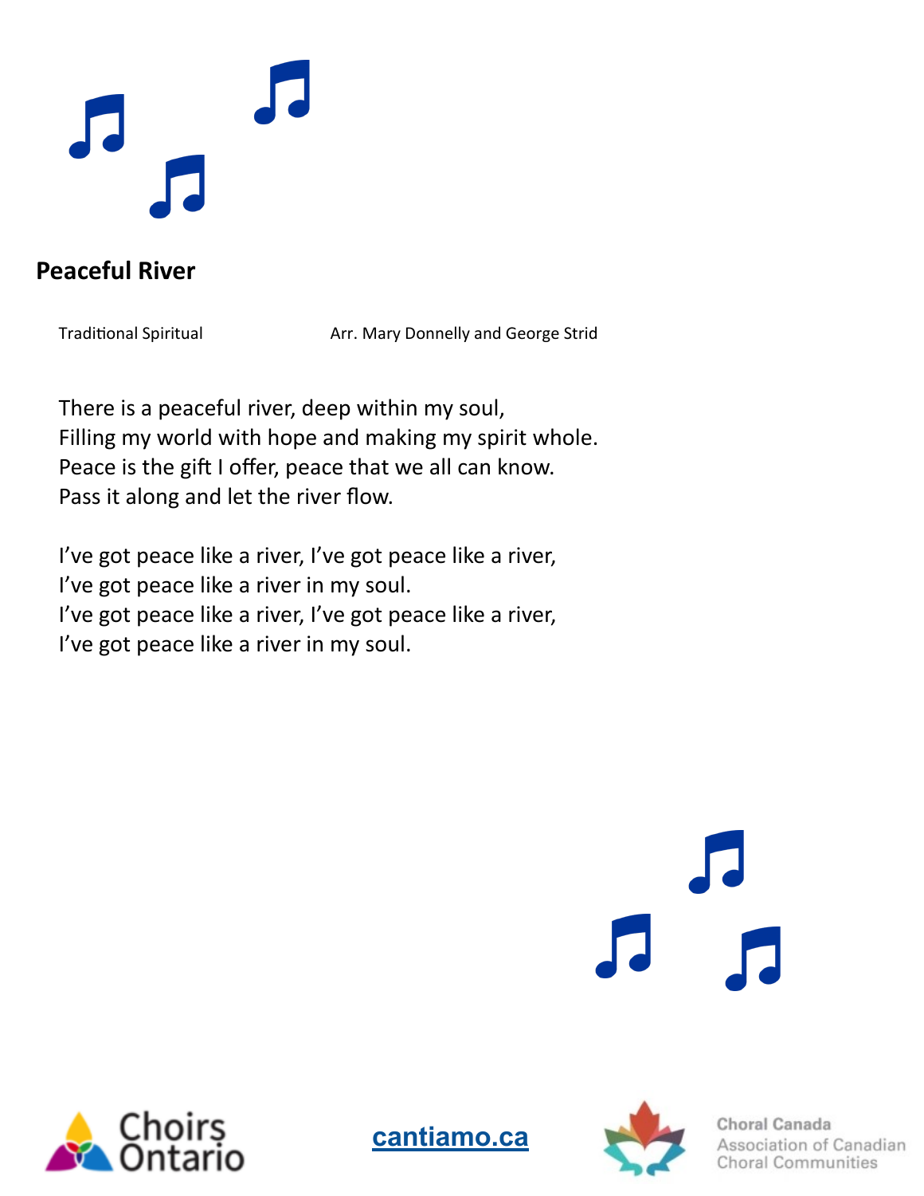## Peaceful River

Traditional Spiritual Arr. Mary Donnelly and George Strid

There is a peaceful river, deep within my soul,
Filling my world with hope and making my spirit whole.
Peace is the gift I offer, peace that we all can know.
Pass it along and let the river flow.

I've got peace like a river, I've got peace like a river,
I've got peace like a river in my soul.
I've got peace like a river, I've got peace like a river,
I've got peace like a river in my soul.

Choirs Ontario

[cantiamo.ca](http://cantiamo.ca)

Choral Canada
Association of Canadian
Choral Communities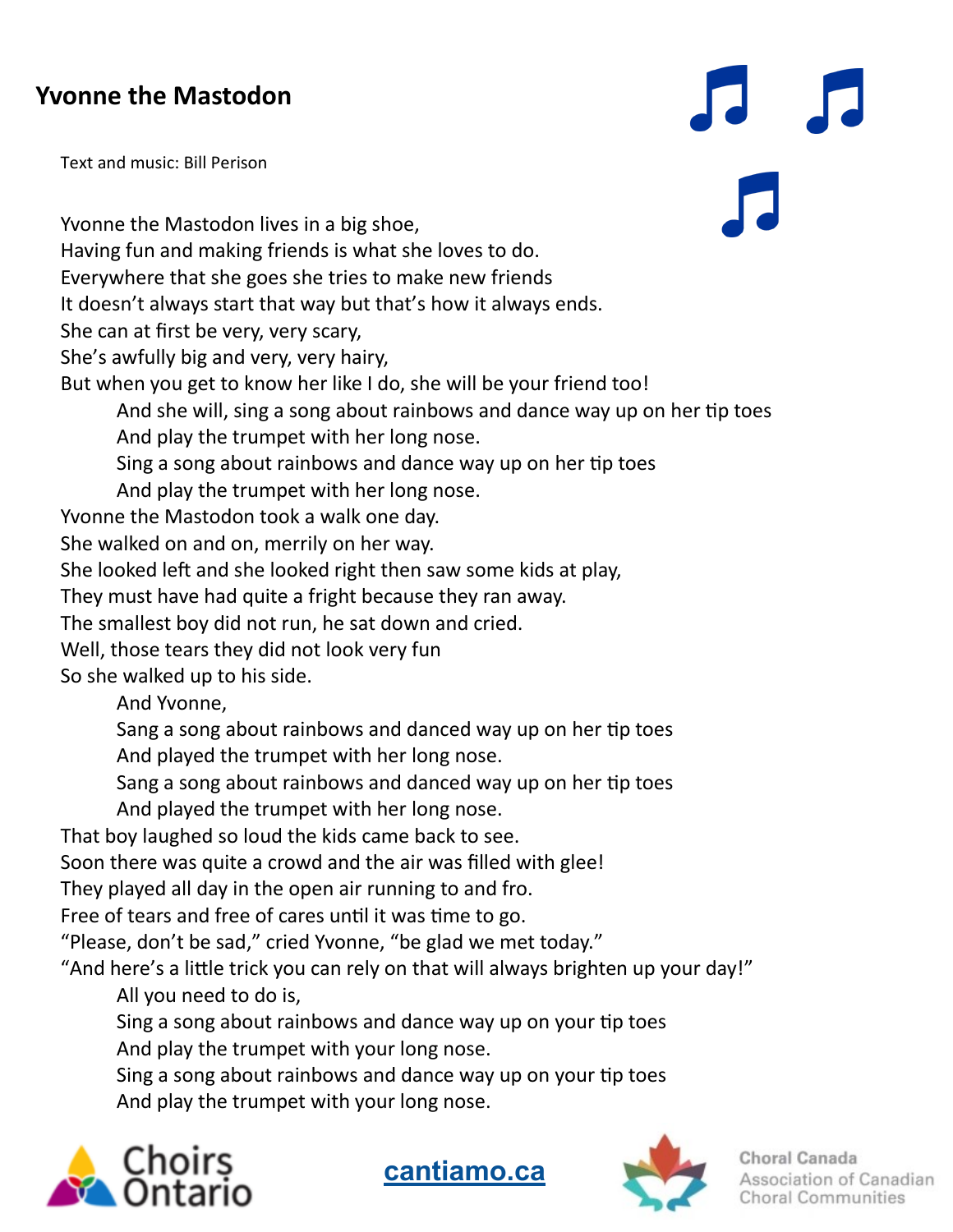## Yvonne the Mastodon

Text and music: Bill Perison

Yvonne the Mastodon lives in a big shoe,
Having fun and making friends is what she loves to do.
Everywhere that she goes she tries to make new friends
It doesn't always start that way but that's how it always ends.
She can at first be very, very scary,
She's awfully big and very, very hairy,
But when you get to know her like I do, she will be your friend too!

> And she will, sing a song about rainbows and dance way up on her tip toes
> And play the trumpet with her long nose.
> Sing a song about rainbows and dance way up on her tip toes
> And play the trumpet with her long nose.

Yvonne the Mastodon took a walk one day.
She walked on and on, merrily on her way.
She looked left and she looked right then saw some kids at play,
They must have had quite a fright because they ran away.
The smallest boy did not run, he sat down and cried.
Well, those tears they did not look very fun
So she walked up to his side.

> And Yvonne,
> Sang a song about rainbows and danced way up on her tip toes
> And played the trumpet with her long nose.
> Sang a song about rainbows and danced way up on her tip toes
> And played the trumpet with her long nose.

That boy laughed so loud the kids came back to see.
Soon there was quite a crowd and the air was filled with glee!
They played all day in the open air running to and fro.
Free of tears and free of cares until it was time to go.
"Please, don't be sad," cried Yvonne, "be glad we met today."
"And here's a little trick you can rely on that will always brighten up your day!"

> All you need to do is,
> Sing a song about rainbows and dance way up on your tip toes
> And play the trumpet with your long nose.
> Sing a song about rainbows and dance way up on your tip toes
> And play the trumpet with your long nose.

Choirs Ontario

cantiamo.ca

Choral Canada
Association of Canadian Choral Communities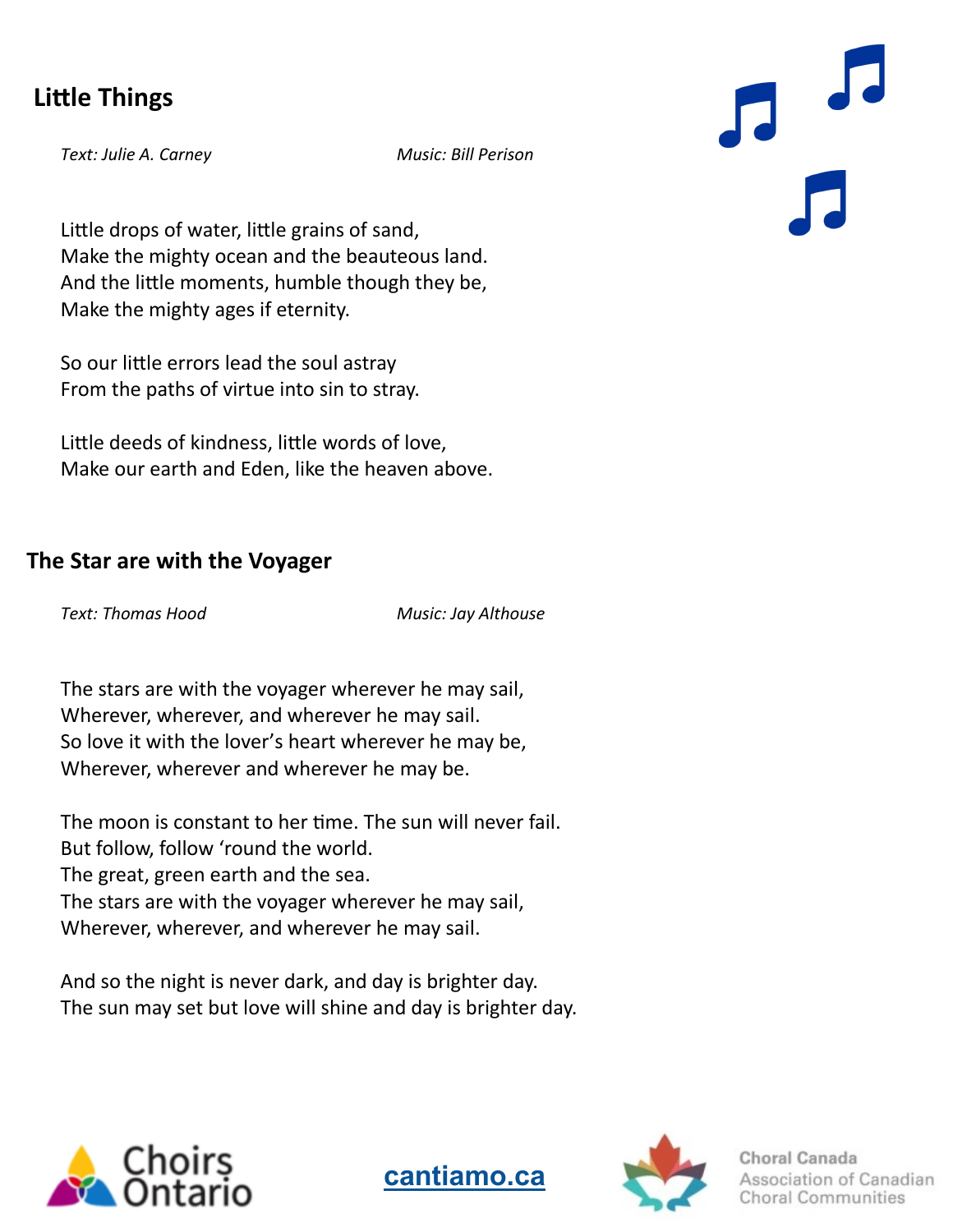## Little Things

*Text: Julie A. Carney* *Music: Bill Perison*

Little drops of water, little grains of sand,
Make the mighty ocean and the beauteous land.
And the little moments, humble though they be,
Make the mighty ages if eternity.

So our little errors lead the soul astray
From the paths of virtue into sin to stray.

Little deeds of kindness, little words of love,
Make our earth and Eden, like the heaven above.

## The Star are with the Voyager

*Text: Thomas Hood* *Music: Jay Althouse*

The stars are with the voyager wherever he may sail,
Wherever, wherever, and wherever he may sail.
So love it with the lover's heart wherever he may be,
Wherever, wherever and wherever he may be.

The moon is constant to her time. The sun will never fail.
But follow, follow 'round the world.
The great, green earth and the sea.
The stars are with the voyager wherever he may sail,
Wherever, wherever, and wherever he may sail.

And so the night is never dark, and day is brighter day.
The sun may set but love will shine and day is brighter day.

Choirs Ontario

cantiamo.ca

Choral Canada
Association of Canadian
Choral Communities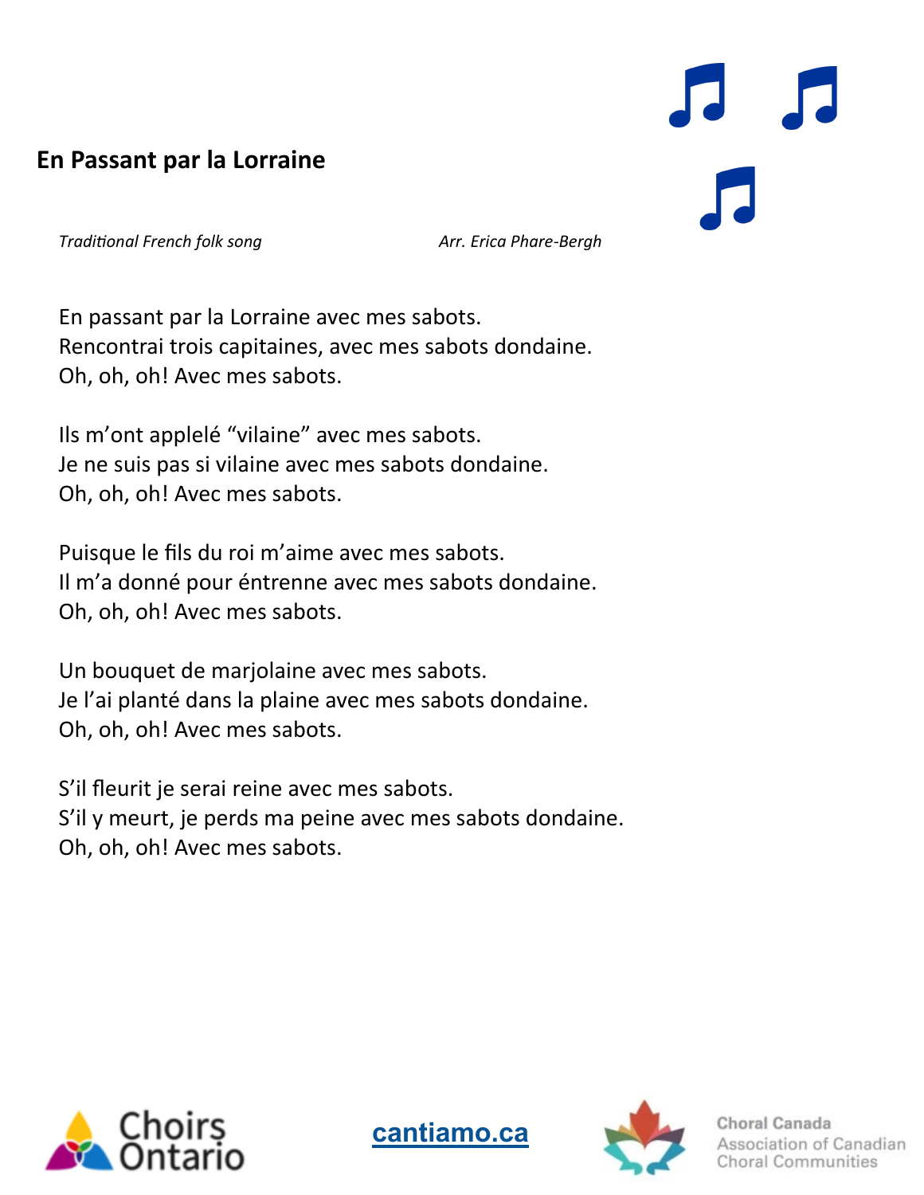## En Passant par la Lorraine

*Traditional French folk song* *Arr. Erica Phare-Bergh*

En passant par la Lorraine avec mes sabots.
Rencontrai trois capitaines, avec mes sabots dondaine.
Oh, oh, oh! Avec mes sabots.

Ils m'ont applelé "vilaine" avec mes sabots.
Je ne suis pas si vilaine avec mes sabots dondaine.
Oh, oh, oh! Avec mes sabots.

Puisque le fils du roi m'aime avec mes sabots.
Il m'a donné pour éntrenne avec mes sabots dondaine.
Oh, oh, oh! Avec mes sabots.

Un bouquet de marjolaine avec mes sabots.
Je l'ai planté dans la plaine avec mes sabots dondaine.
Oh, oh, oh! Avec mes sabots.

S'il fleurit je serai reine avec mes sabots.
S'il y meurt, je perds ma peine avec mes sabots dondaine.
Oh, oh, oh! Avec mes sabots.

Choirs Ontario

cantiamo.ca

Choral Canada
Association of Canadian Choral Communities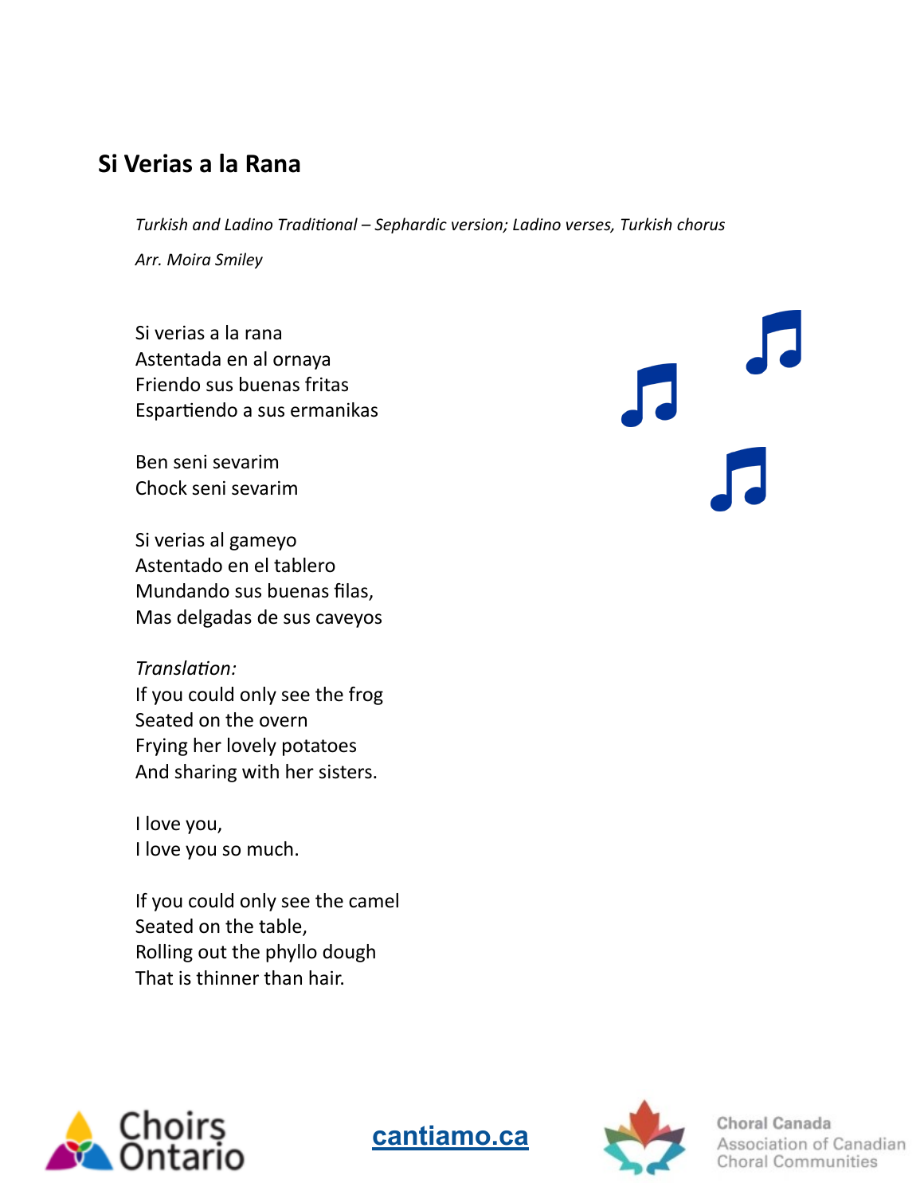## Si Verias a la Rana

*Turkish and Ladino Traditional – Sephardic version; Ladino verses, Turkish chorus*

*Arr. Moira Smiley*

Si verias a la rana
Astentada en al ornaya
Friendo sus buenas fritas
Espartiendo a sus ermanikas

Ben seni sevarim
Chock seni sevarim

Si verias al gameyo
Astentado en el tablero
Mundando sus buenas filas,
Mas delgadas de sus caveyos

*Translation:*
If you could only see the frog
Seated on the overn
Frying her lovely potatoes
And sharing with her sisters.

I love you,
I love you so much.

If you could only see the camel
Seated on the table,
Rolling out the phyllo dough
That is thinner than hair.

Choirs Ontario

cantiamo.ca

Choral Canada
Association of Canadian Choral Communities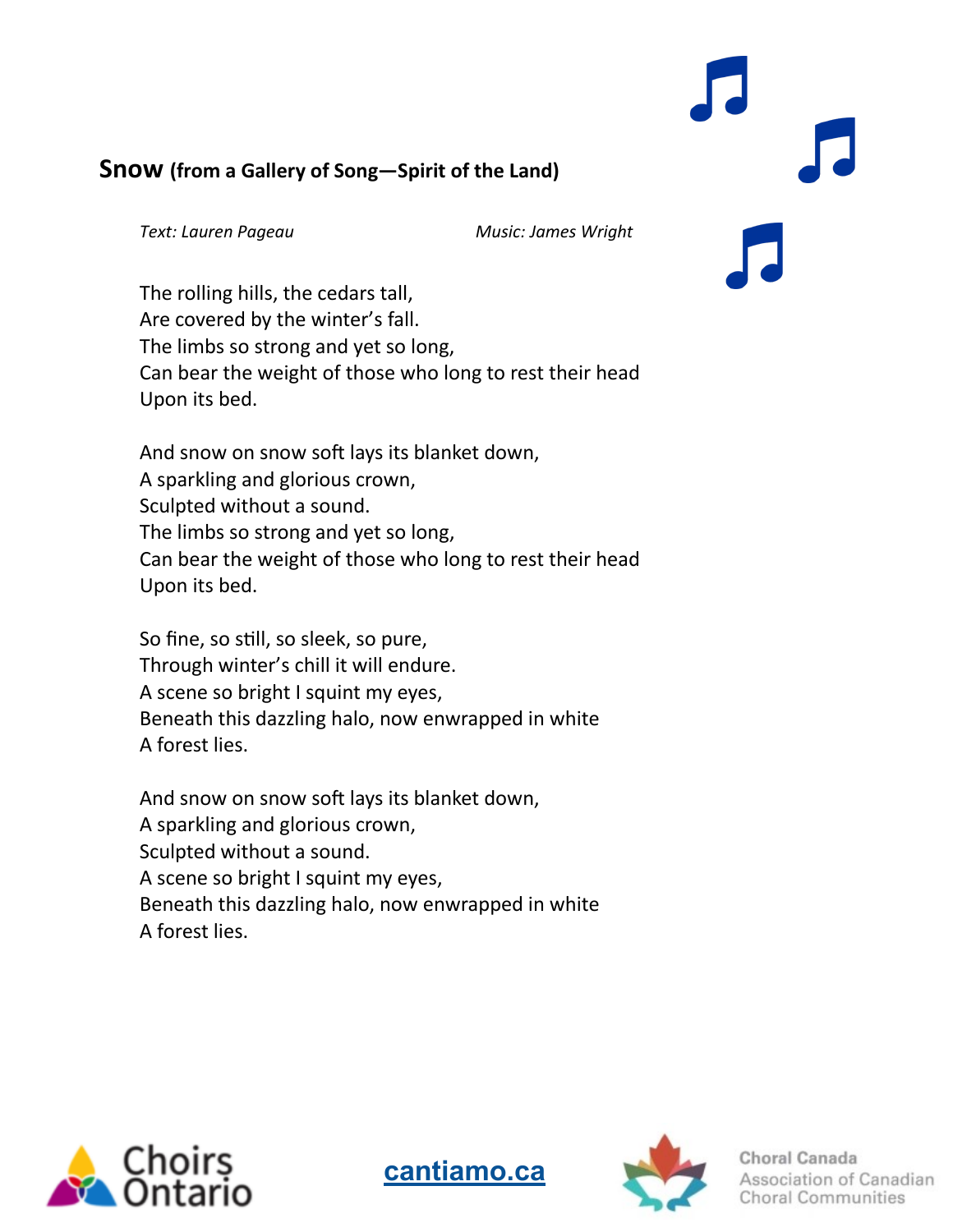## **Snow** (from a Gallery of Song—Spirit of the Land)

*Text: Lauren Pageau* *Music: James Wright*

The rolling hills, the cedars tall,
Are covered by the winter's fall.
The limbs so strong and yet so long,
Can bear the weight of those who long to rest their head
Upon its bed.

And snow on snow soft lays its blanket down,
A sparkling and glorious crown,
Sculpted without a sound.
The limbs so strong and yet so long,
Can bear the weight of those who long to rest their head
Upon its bed.

So fine, so still, so sleek, so pure,
Through winter's chill it will endure.
A scene so bright I squint my eyes,
Beneath this dazzling halo, now enwrapped in white
A forest lies.

And snow on snow soft lays its blanket down,
A sparkling and glorious crown,
Sculpted without a sound.
A scene so bright I squint my eyes,
Beneath this dazzling halo, now enwrapped in white
A forest lies.

Choirs Ontario

cantiamo.ca

Choral Canada
Association of Canadian Choral Communities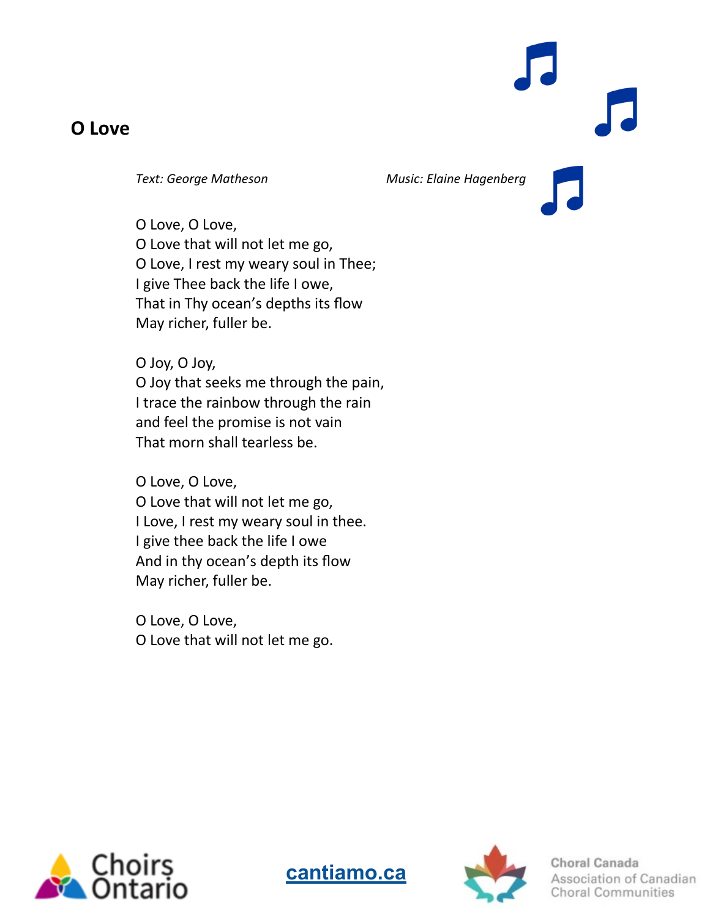# O Love

*Text: George Matheson* *Music: Elaine Hagenberg*

O Love, O Love,
O Love that will not let me go,
O Love, I rest my weary soul in Thee;
I give Thee back the life I owe,
That in Thy ocean's depths its flow
May richer, fuller be.

O Joy, O Joy,
O Joy that seeks me through the pain,
I trace the rainbow through the rain
and feel the promise is not vain
That morn shall tearless be.

O Love, O Love,
O Love that will not let me go,
I Love, I rest my weary soul in thee.
I give thee back the life I owe
And in thy ocean's depth its flow
May richer, fuller be.

O Love, O Love,
O Love that will not let me go.

Choirs Ontario

cantiamo.ca

Choral Canada
Association of Canadian
Choral Communities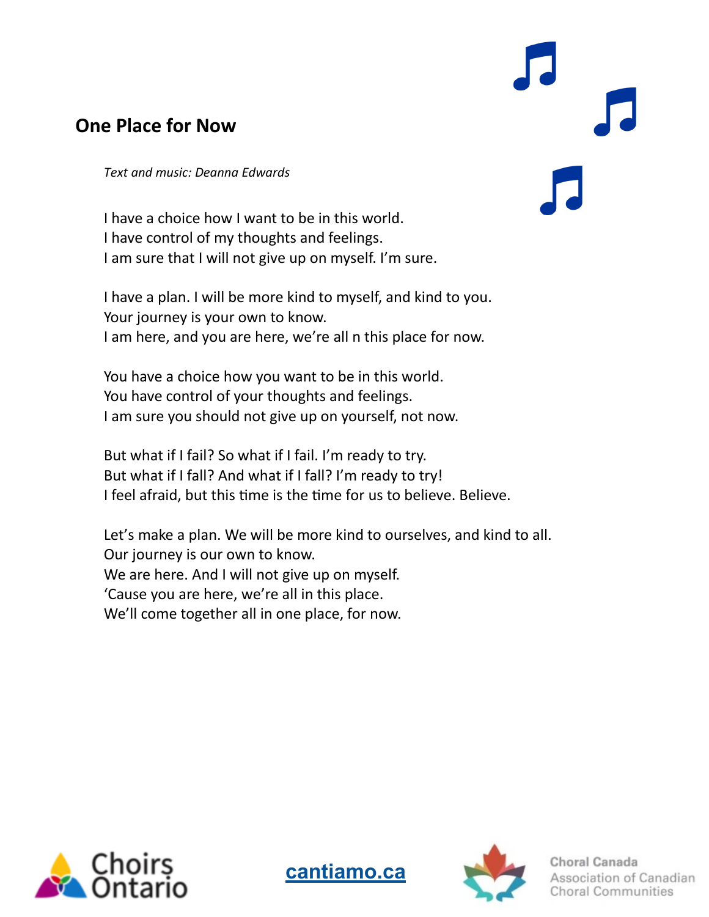## One Place for Now

*Text and music: Deanna Edwards*

I have a choice how I want to be in this world.
I have control of my thoughts and feelings.
I am sure that I will not give up on myself. I'm sure.

I have a plan. I will be more kind to myself, and kind to you.
Your journey is your own to know.
I am here, and you are here, we're all n this place for now.

You have a choice how you want to be in this world.
You have control of your thoughts and feelings.
I am sure you should not give up on yourself, not now.

But what if I fail? So what if I fail. I'm ready to try.
But what if I fall? And what if I fall? I'm ready to try!
I feel afraid, but this time is the time for us to believe. Believe.

Let's make a plan. We will be more kind to ourselves, and kind to all.
Our journey is our own to know.
We are here. And I will not give up on myself.
'Cause you are here, we're all in this place.
We'll come together all in one place, for now.

Choirs Ontario

cantiamo.ca

Choral Canada
Association of Canadian Choral Communities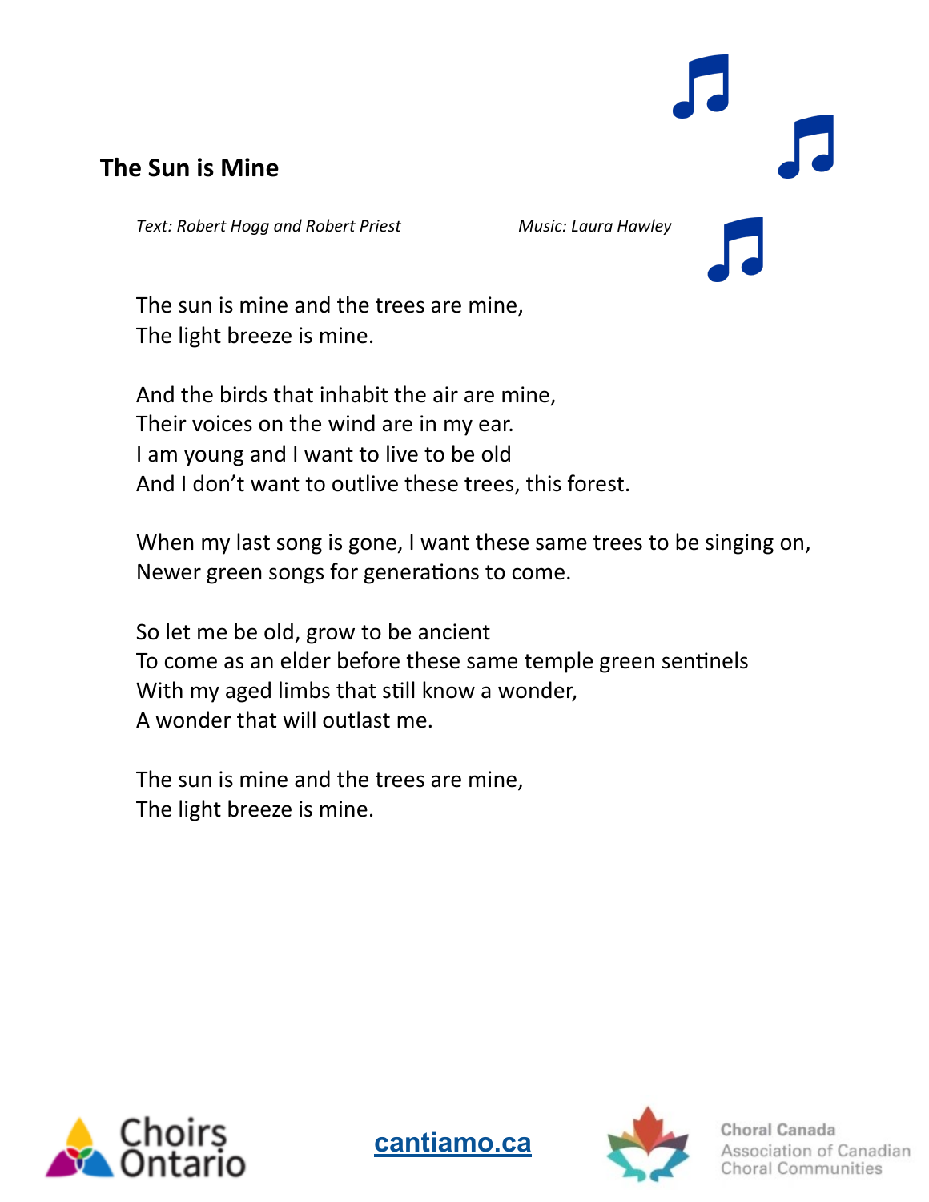## The Sun is Mine

*Text: Robert Hogg and Robert Priest* *Music: Laura Hawley*

The sun is mine and the trees are mine,
The light breeze is mine.

And the birds that inhabit the air are mine,
Their voices on the wind are in my ear.
I am young and I want to live to be old
And I don't want to outlive these trees, this forest.

When my last song is gone, I want these same trees to be singing on,
Newer green songs for generations to come.

So let me be old, grow to be ancient
To come as an elder before these same temple green sentinels
With my aged limbs that still know a wonder,
A wonder that will outlast me.

The sun is mine and the trees are mine,
The light breeze is mine.

Choirs Ontario

[cantiamo.ca](http://cantiamo.ca)

Choral Canada
Association of Canadian
Choral Communities